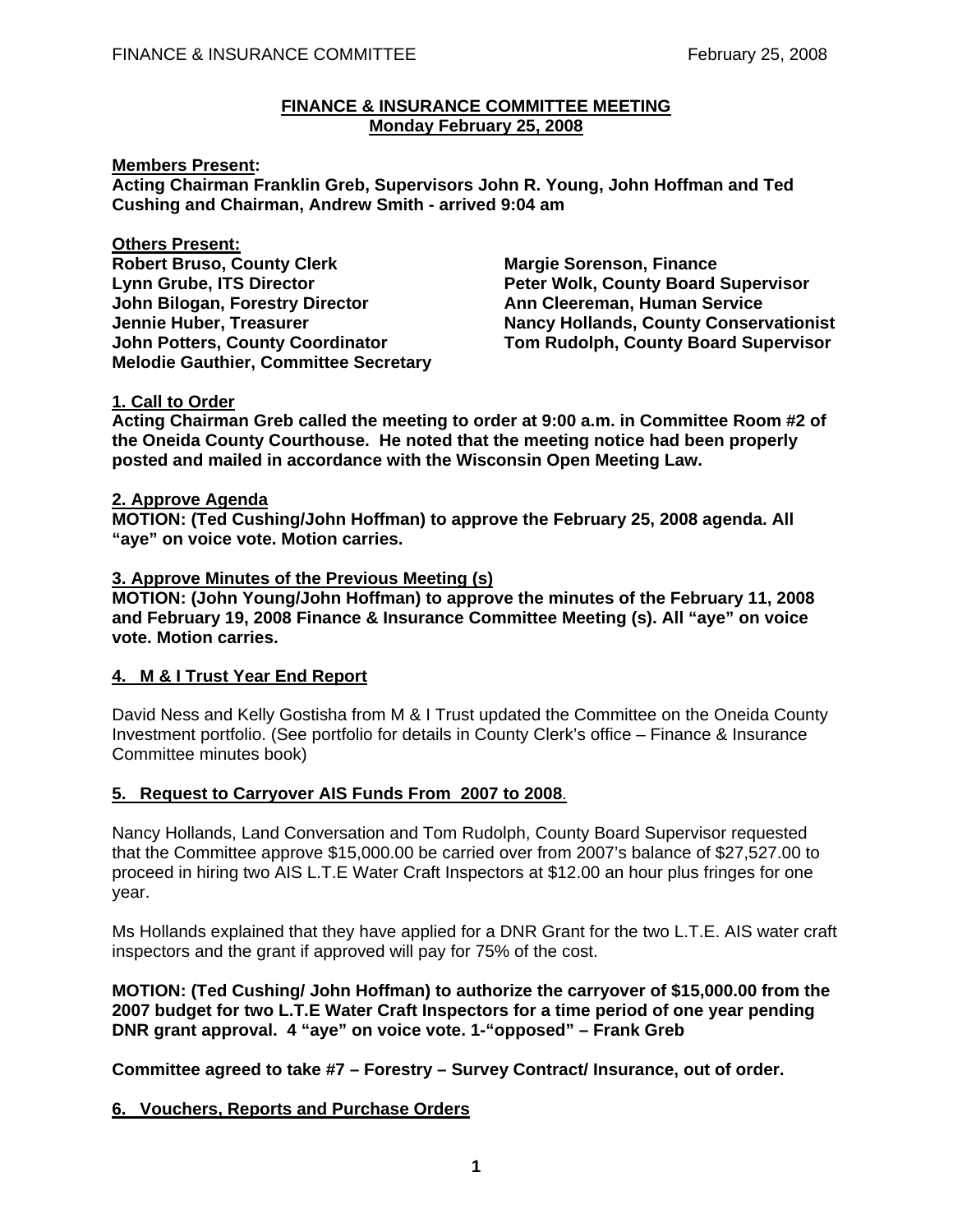**FINANCE & INSURANCE COMMITTEE MEETING**
**Monday February 25, 2008**

**Members Present:**
**Acting Chairman Franklin Greb, Supervisors John R. Young, John Hoffman and Ted Cushing and Chairman, Andrew Smith - arrived 9:04 am**

**Others Present:**
**Robert Bruso, County Clerk**
**Lynn Grube, ITS Director**
**John Bilogan, Forestry Director**
**Jennie Huber, Treasurer**
**John Potters, County Coordinator**
**Melodie Gauthier, Committee Secretary**
**Margie Sorenson, Finance**
**Peter Wolk, County Board Supervisor**
**Ann Cleereman, Human Service**
**Nancy Hollands, County Conservationist**
**Tom Rudolph, County Board Supervisor**

**1. Call to Order**
**Acting Chairman Greb called the meeting to order at 9:00 a.m. in Committee Room #2 of the Oneida County Courthouse. He noted that the meeting notice had been properly posted and mailed in accordance with the Wisconsin Open Meeting Law.**

**2. Approve Agenda**
**MOTION: (Ted Cushing/John Hoffman) to approve the February 25, 2008 agenda. All "aye" on voice vote. Motion carries.**

**3. Approve Minutes of the Previous Meeting (s)**
**MOTION: (John Young/John Hoffman) to approve the minutes of the February 11, 2008 and February 19, 2008 Finance & Insurance Committee Meeting (s). All "aye" on voice vote. Motion carries.**

**4. M & I Trust Year End Report**

David Ness and Kelly Gostisha from M & I Trust updated the Committee on the Oneida County Investment portfolio. (See portfolio for details in County Clerk's office – Finance & Insurance Committee minutes book)

**5. Request to Carryover AIS Funds From 2007 to 2008**.

Nancy Hollands, Land Conversation and Tom Rudolph, County Board Supervisor requested that the Committee approve $15,000.00 be carried over from 2007's balance of $27,527.00 to proceed in hiring two AIS L.T.E Water Craft Inspectors at $12.00 an hour plus fringes for one year.

Ms Hollands explained that they have applied for a DNR Grant for the two L.T.E. AIS water craft inspectors and the grant if approved will pay for 75% of the cost.

**MOTION: (Ted Cushing/ John Hoffman) to authorize the carryover of $15,000.00 from the 2007 budget for two L.T.E Water Craft Inspectors for a time period of one year pending DNR grant approval. 4 "aye" on voice vote. 1-"opposed" – Frank Greb**

**Committee agreed to take #7 – Forestry – Survey Contract/ Insurance, out of order.**

**6. Vouchers, Reports and Purchase Orders**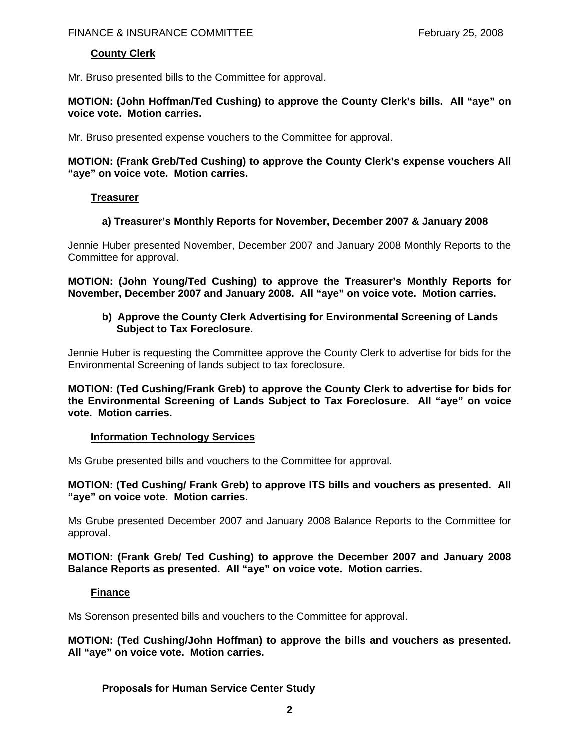**County Clerk**

Mr. Bruso presented bills to the Committee for approval.

**MOTION: (John Hoffman/Ted Cushing) to approve the County Clerk's bills. All "aye" on voice vote. Motion carries.**

Mr. Bruso presented expense vouchers to the Committee for approval.

**MOTION: (Frank Greb/Ted Cushing) to approve the County Clerk's expense vouchers All "aye" on voice vote. Motion carries.**

**Treasurer**

**a) Treasurer's Monthly Reports for November, December 2007 & January 2008**

Jennie Huber presented November, December 2007 and January 2008 Monthly Reports to the Committee for approval.

**MOTION: (John Young/Ted Cushing) to approve the Treasurer's Monthly Reports for November, December 2007 and January 2008. All "aye" on voice vote. Motion carries.**

**b) Approve the County Clerk Advertising for Environmental Screening of Lands Subject to Tax Foreclosure.**

Jennie Huber is requesting the Committee approve the County Clerk to advertise for bids for the Environmental Screening of lands subject to tax foreclosure.

**MOTION: (Ted Cushing/Frank Greb) to approve the County Clerk to advertise for bids for the Environmental Screening of Lands Subject to Tax Foreclosure. All "aye" on voice vote. Motion carries.**

**Information Technology Services**

Ms Grube presented bills and vouchers to the Committee for approval.

**MOTION: (Ted Cushing/ Frank Greb) to approve ITS bills and vouchers as presented. All "aye" on voice vote. Motion carries.**

Ms Grube presented December 2007 and January 2008 Balance Reports to the Committee for approval.

**MOTION: (Frank Greb/ Ted Cushing) to approve the December 2007 and January 2008 Balance Reports as presented. All "aye" on voice vote. Motion carries.**

**Finance**

Ms Sorenson presented bills and vouchers to the Committee for approval.

**MOTION: (Ted Cushing/John Hoffman) to approve the bills and vouchers as presented. All "aye" on voice vote. Motion carries.**

**Proposals for Human Service Center Study**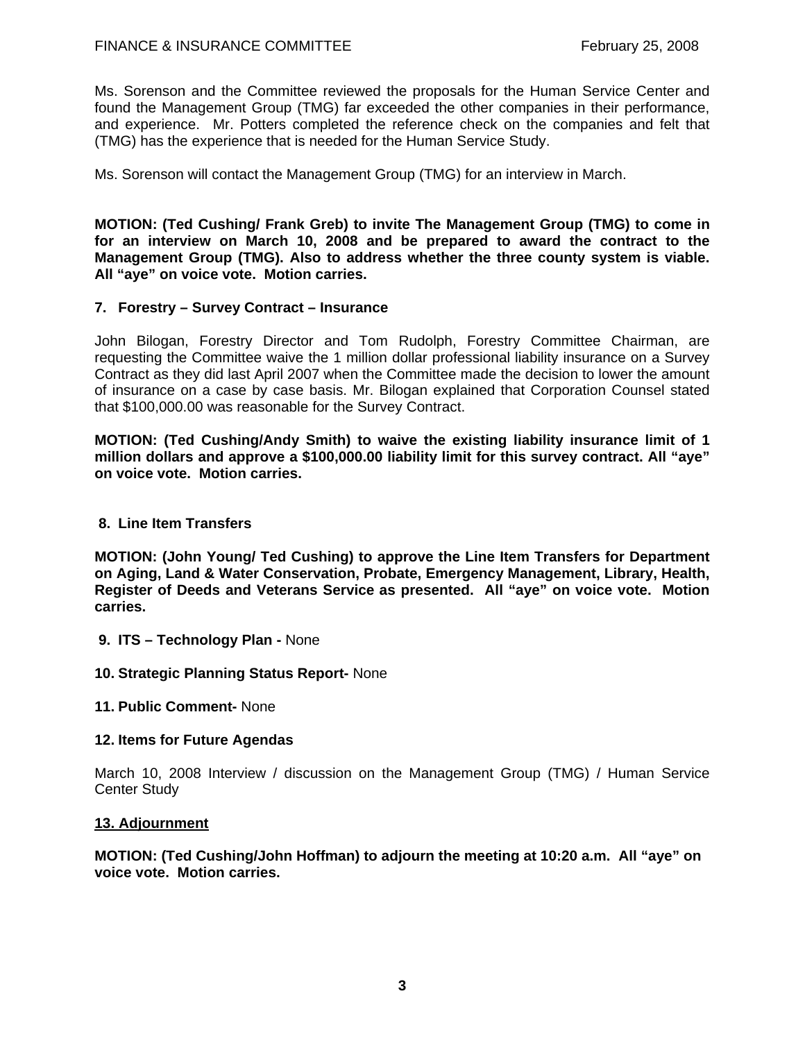Ms. Sorenson and the Committee reviewed the proposals for the Human Service Center and found the Management Group (TMG) far exceeded the other companies in their performance, and experience. Mr. Potters completed the reference check on the companies and felt that (TMG) has the experience that is needed for the Human Service Study.

Ms. Sorenson will contact the Management Group (TMG) for an interview in March.

**MOTION: (Ted Cushing/ Frank Greb) to invite The Management Group (TMG) to come in for an interview on March 10, 2008 and be prepared to award the contract to the Management Group (TMG). Also to address whether the three county system is viable. All "aye" on voice vote. Motion carries.**

**7. Forestry – Survey Contract – Insurance**

John Bilogan, Forestry Director and Tom Rudolph, Forestry Committee Chairman, are requesting the Committee waive the 1 million dollar professional liability insurance on a Survey Contract as they did last April 2007 when the Committee made the decision to lower the amount of insurance on a case by case basis. Mr. Bilogan explained that Corporation Counsel stated that $100,000.00 was reasonable for the Survey Contract.

**MOTION: (Ted Cushing/Andy Smith) to waive the existing liability insurance limit of 1 million dollars and approve a $100,000.00 liability limit for this survey contract. All "aye" on voice vote. Motion carries.**

**8. Line Item Transfers**

**MOTION: (John Young/ Ted Cushing) to approve the Line Item Transfers for Department on Aging, Land & Water Conservation, Probate, Emergency Management, Library, Health, Register of Deeds and Veterans Service as presented. All "aye" on voice vote. Motion carries.**

**9. ITS – Technology Plan -** None

**10. Strategic Planning Status Report-** None

**11. Public Comment-** None

**12. Items for Future Agendas**

March 10, 2008 Interview / discussion on the Management Group (TMG) / Human Service Center Study

**13. Adjournment**

**MOTION: (Ted Cushing/John Hoffman) to adjourn the meeting at 10:20 a.m. All "aye" on voice vote. Motion carries.**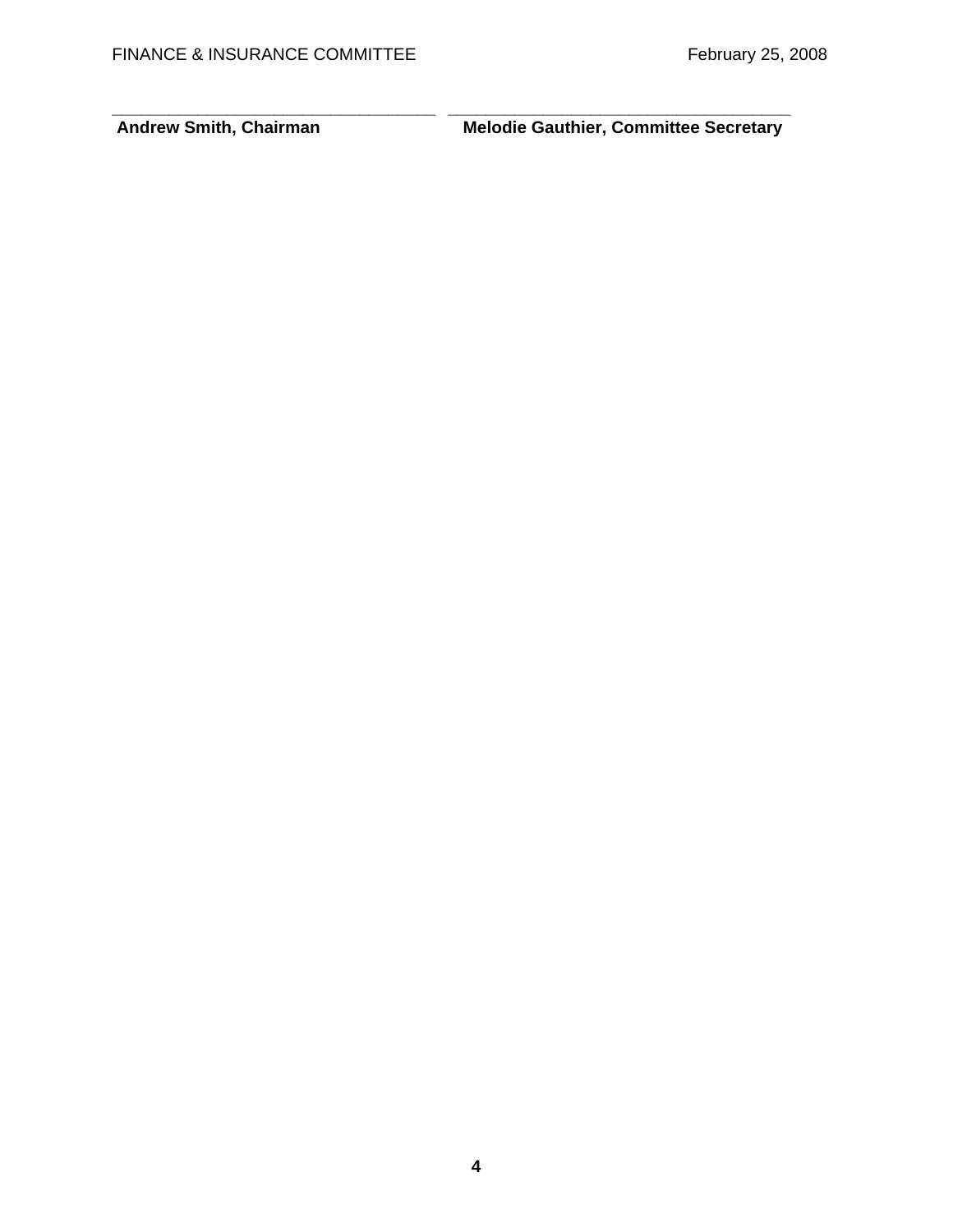___________________________________ ___________________________________

**Andrew Smith, Chairman** **Melodie Gauthier, Committee Secretary**